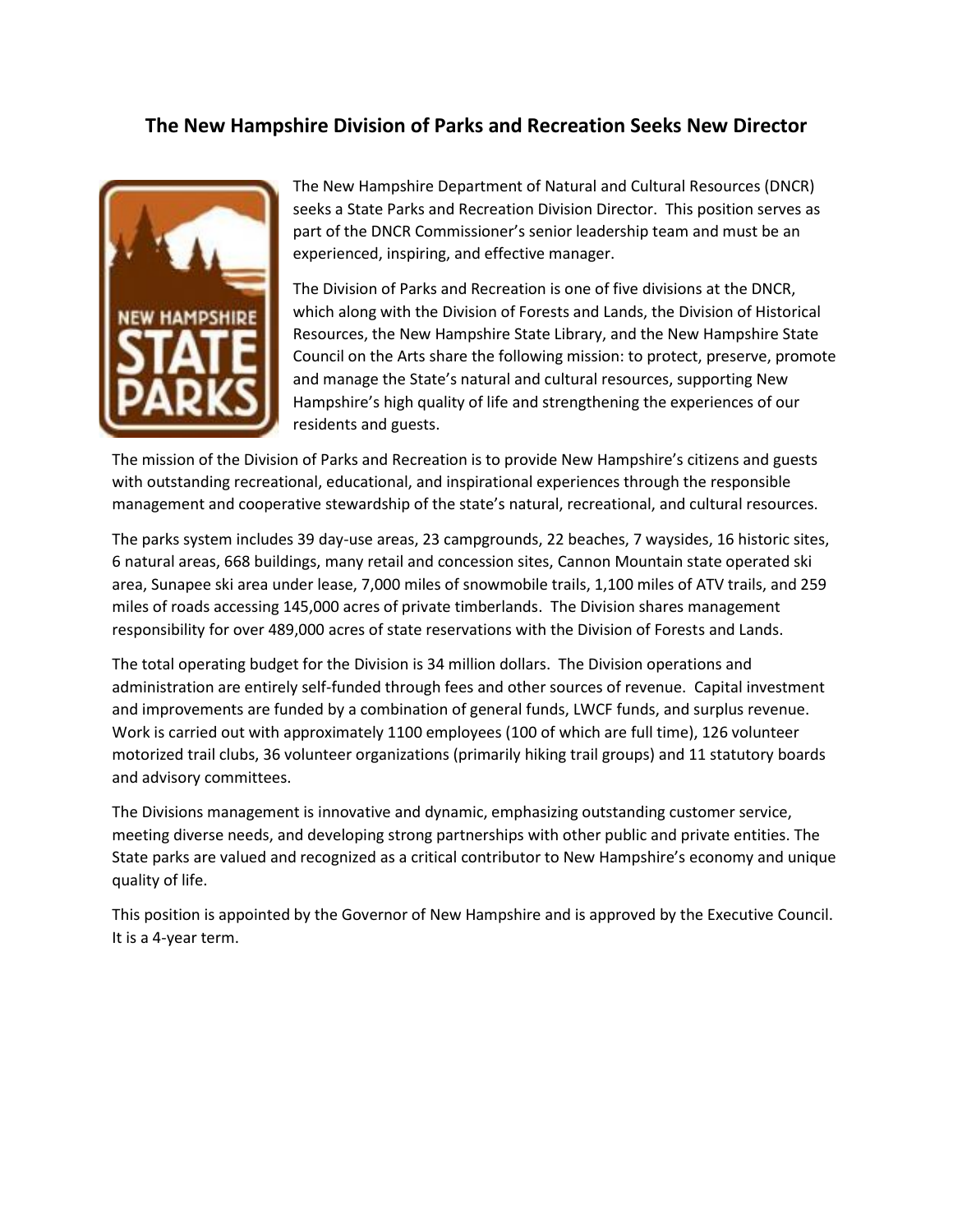# The New Hampshire Division of Parks and Recreation Seeks New Director

The New Hampshire Department of Natural and Cultural Resources (DNCR) seeks a State Parks and Recreation Division Director. This position serves as part of the DNCR Commissioner's senior leadership team and must be an experienced, inspiring, and effective manager.

The Division of Parks and Recreation is one of five divisions at the DNCR, which along with the Division of Forests and Lands, the Division of Historical Resources, the New Hampshire State Library, and the New Hampshire State Council on the Arts share the following mission: to protect, preserve, promote and manage the State's natural and cultural resources, supporting New Hampshire's high quality of life and strengthening the experiences of our residents and guests.

The mission of the Division of Parks and Recreation is to provide New Hampshire's citizens and guests with outstanding recreational, educational, and inspirational experiences through the responsible management and cooperative stewardship of the state's natural, recreational, and cultural resources.

The parks system includes 39 day-use areas, 23 campgrounds, 22 beaches, 7 waysides, 16 historic sites, 6 natural areas, 668 buildings, many retail and concession sites, Cannon Mountain state operated ski area, Sunapee ski area under lease, 7,000 miles of snowmobile trails, 1,100 miles of ATV trails, and 259 miles of roads accessing 145,000 acres of private timberlands. The Division shares management responsibility for over 489,000 acres of state reservations with the Division of Forests and Lands.

The total operating budget for the Division is 34 million dollars. The Division operations and administration are entirely self-funded through fees and other sources of revenue. Capital investment and improvements are funded by a combination of general funds, LWCF funds, and surplus revenue. Work is carried out with approximately 1100 employees (100 of which are full time), 126 volunteer motorized trail clubs, 36 volunteer organizations (primarily hiking trail groups) and 11 statutory boards and advisory committees.

The Divisions management is innovative and dynamic, emphasizing outstanding customer service, meeting diverse needs, and developing strong partnerships with other public and private entities. The State parks are valued and recognized as a critical contributor to New Hampshire's economy and unique quality of life.

This position is appointed by the Governor of New Hampshire and is approved by the Executive Council. It is a 4-year term.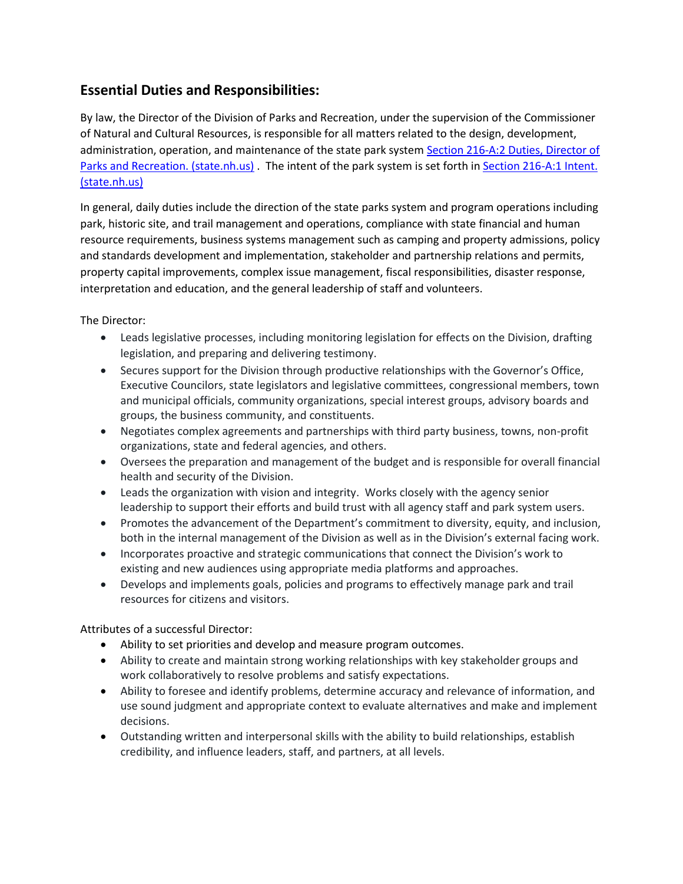## Essential Duties and Responsibilities:

By law, the Director of the Division of Parks and Recreation, under the supervision of the Commissioner of Natural and Cultural Resources, is responsible for all matters related to the design, development, administration, operation, and maintenance of the state park system [Section 216-A:2 Duties, Director of Parks and Recreation. (state.nh.us)] . The intent of the park system is set forth in [Section 216-A:1 Intent. (state.nh.us)]

In general, daily duties include the direction of the state parks system and program operations including park, historic site, and trail management and operations, compliance with state financial and human resource requirements, business systems management such as camping and property admissions, policy and standards development and implementation, stakeholder and partnership relations and permits, property capital improvements, complex issue management, fiscal responsibilities, disaster response, interpretation and education, and the general leadership of staff and volunteers.

The Director:

- Leads legislative processes, including monitoring legislation for effects on the Division, drafting legislation, and preparing and delivering testimony.
- Secures support for the Division through productive relationships with the Governor's Office, Executive Councilors, state legislators and legislative committees, congressional members, town and municipal officials, community organizations, special interest groups, advisory boards and groups, the business community, and constituents.
- Negotiates complex agreements and partnerships with third party business, towns, non-profit organizations, state and federal agencies, and others.
- Oversees the preparation and management of the budget and is responsible for overall financial health and security of the Division.
- Leads the organization with vision and integrity. Works closely with the agency senior leadership to support their efforts and build trust with all agency staff and park system users.
- Promotes the advancement of the Department's commitment to diversity, equity, and inclusion, both in the internal management of the Division as well as in the Division's external facing work.
- Incorporates proactive and strategic communications that connect the Division's work to existing and new audiences using appropriate media platforms and approaches.
- Develops and implements goals, policies and programs to effectively manage park and trail resources for citizens and visitors.

Attributes of a successful Director:

- Ability to set priorities and develop and measure program outcomes.
- Ability to create and maintain strong working relationships with key stakeholder groups and work collaboratively to resolve problems and satisfy expectations.
- Ability to foresee and identify problems, determine accuracy and relevance of information, and use sound judgment and appropriate context to evaluate alternatives and make and implement decisions.
- Outstanding written and interpersonal skills with the ability to build relationships, establish credibility, and influence leaders, staff, and partners, at all levels.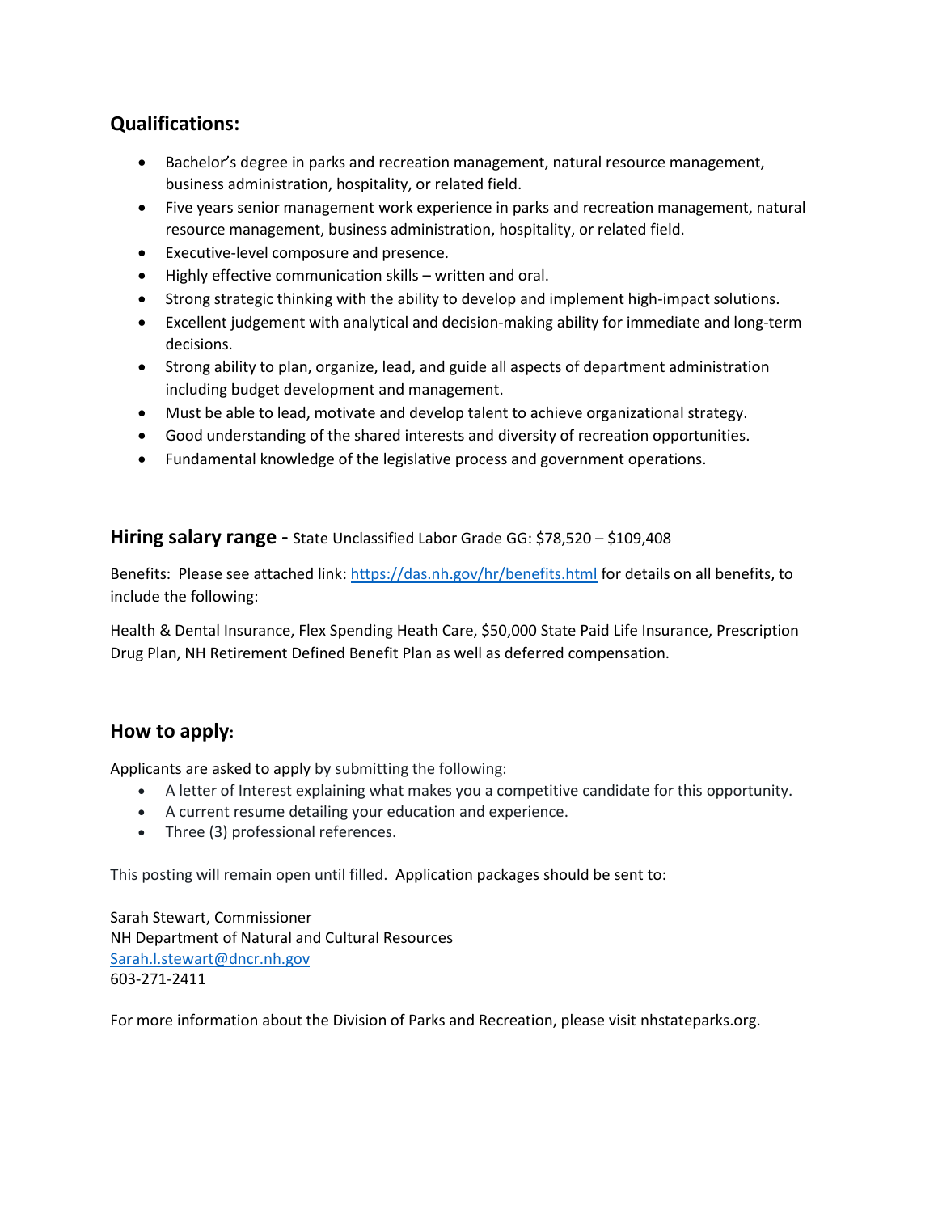## Qualifications:

- Bachelor's degree in parks and recreation management, natural resource management, business administration, hospitality, or related field.
- Five years senior management work experience in parks and recreation management, natural resource management, business administration, hospitality, or related field.
- Executive-level composure and presence.
- Highly effective communication skills – written and oral.
- Strong strategic thinking with the ability to develop and implement high-impact solutions.
- Excellent judgement with analytical and decision-making ability for immediate and long-term decisions.
- Strong ability to plan, organize, lead, and guide all aspects of department administration including budget development and management.
- Must be able to lead, motivate and develop talent to achieve organizational strategy.
- Good understanding of the shared interests and diversity of recreation opportunities.
- Fundamental knowledge of the legislative process and government operations.

## Hiring salary range - State Unclassified Labor Grade GG: $78,520 – $109,408

Benefits: Please see attached link: https://das.nh.gov/hr/benefits.html for details on all benefits, to include the following:

Health & Dental Insurance, Flex Spending Heath Care, $50,000 State Paid Life Insurance, Prescription Drug Plan, NH Retirement Defined Benefit Plan as well as deferred compensation.

## How to apply:

Applicants are asked to apply by submitting the following:

- A letter of Interest explaining what makes you a competitive candidate for this opportunity.
- A current resume detailing your education and experience.
- Three (3) professional references.

This posting will remain open until filled. Application packages should be sent to:

Sarah Stewart, Commissioner
NH Department of Natural and Cultural Resources
Sarah.l.stewart@dncr.nh.gov
603-271-2411

For more information about the Division of Parks and Recreation, please visit nhstateparks.org.